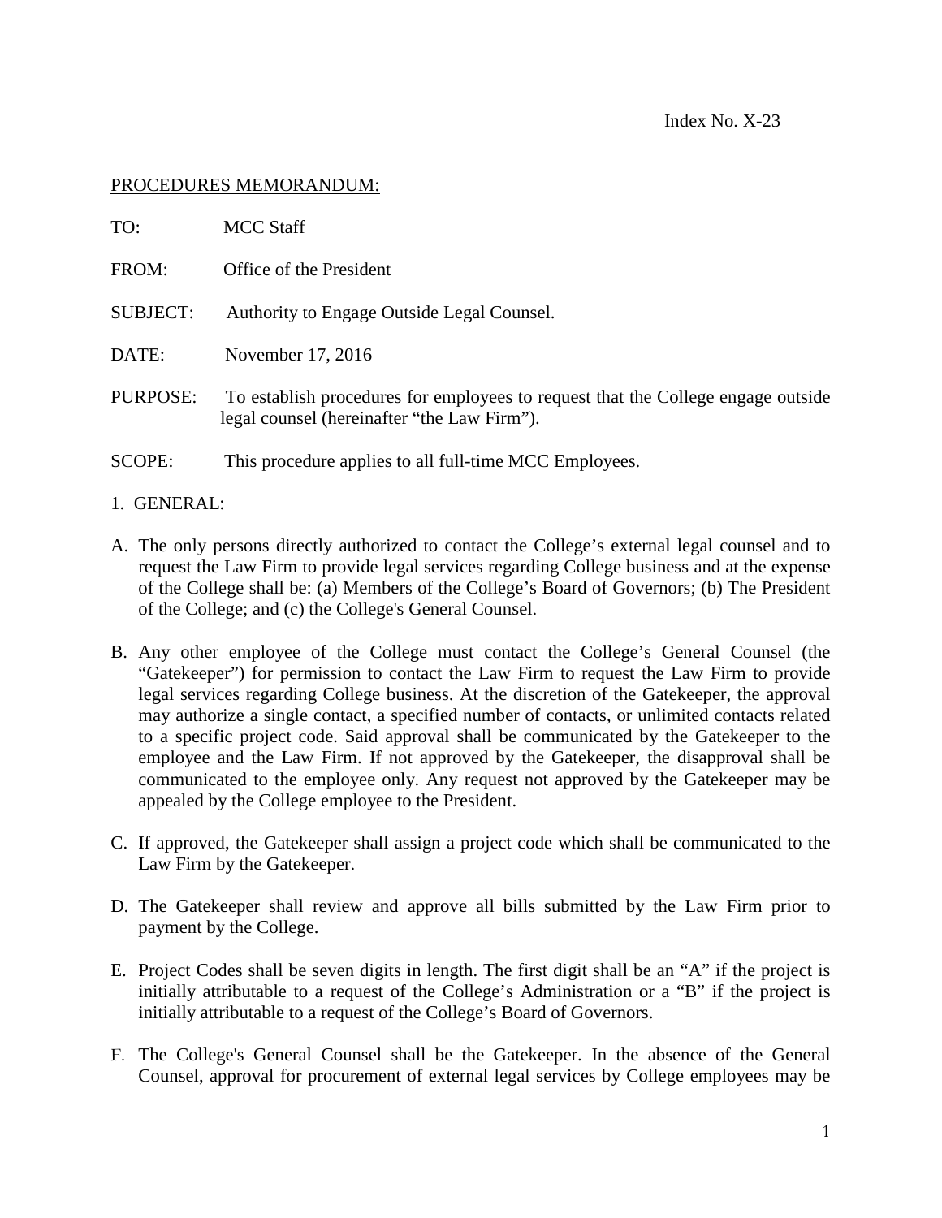Index No. X-23

PROCEDURES MEMORANDUM:

TO: MCC Staff

FROM: Office of the President

SUBJECT: Authority to Engage Outside Legal Counsel.

DATE: November 17, 2016

PURPOSE: To establish procedures for employees to request that the College engage outside legal counsel (hereinafter "the Law Firm").

SCOPE: This procedure applies to all full-time MCC Employees.

1. GENERAL:

A. The only persons directly authorized to contact the College's external legal counsel and to request the Law Firm to provide legal services regarding College business and at the expense of the College shall be: (a) Members of the College's Board of Governors; (b) The President of the College; and (c) the College's General Counsel.

B. Any other employee of the College must contact the College's General Counsel (the "Gatekeeper") for permission to contact the Law Firm to request the Law Firm to provide legal services regarding College business. At the discretion of the Gatekeeper, the approval may authorize a single contact, a specified number of contacts, or unlimited contacts related to a specific project code. Said approval shall be communicated by the Gatekeeper to the employee and the Law Firm. If not approved by the Gatekeeper, the disapproval shall be communicated to the employee only. Any request not approved by the Gatekeeper may be appealed by the College employee to the President.

C. If approved, the Gatekeeper shall assign a project code which shall be communicated to the Law Firm by the Gatekeeper.

D. The Gatekeeper shall review and approve all bills submitted by the Law Firm prior to payment by the College.

E. Project Codes shall be seven digits in length. The first digit shall be an "A" if the project is initially attributable to a request of the College's Administration or a "B" if the project is initially attributable to a request of the College's Board of Governors.

F. The College's General Counsel shall be the Gatekeeper. In the absence of the General Counsel, approval for procurement of external legal services by College employees may be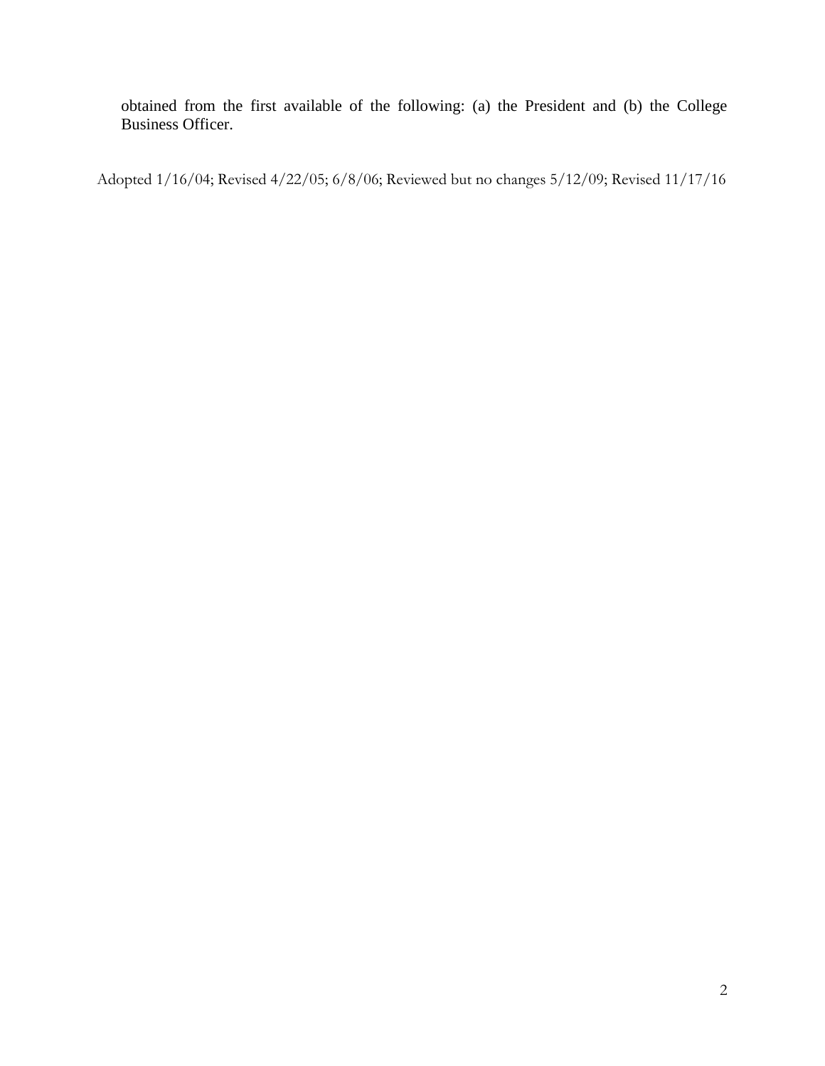obtained from the first available of the following: (a) the President and (b) the College Business Officer.

Adopted 1/16/04; Revised 4/22/05; 6/8/06; Reviewed but no changes 5/12/09; Revised 11/17/16